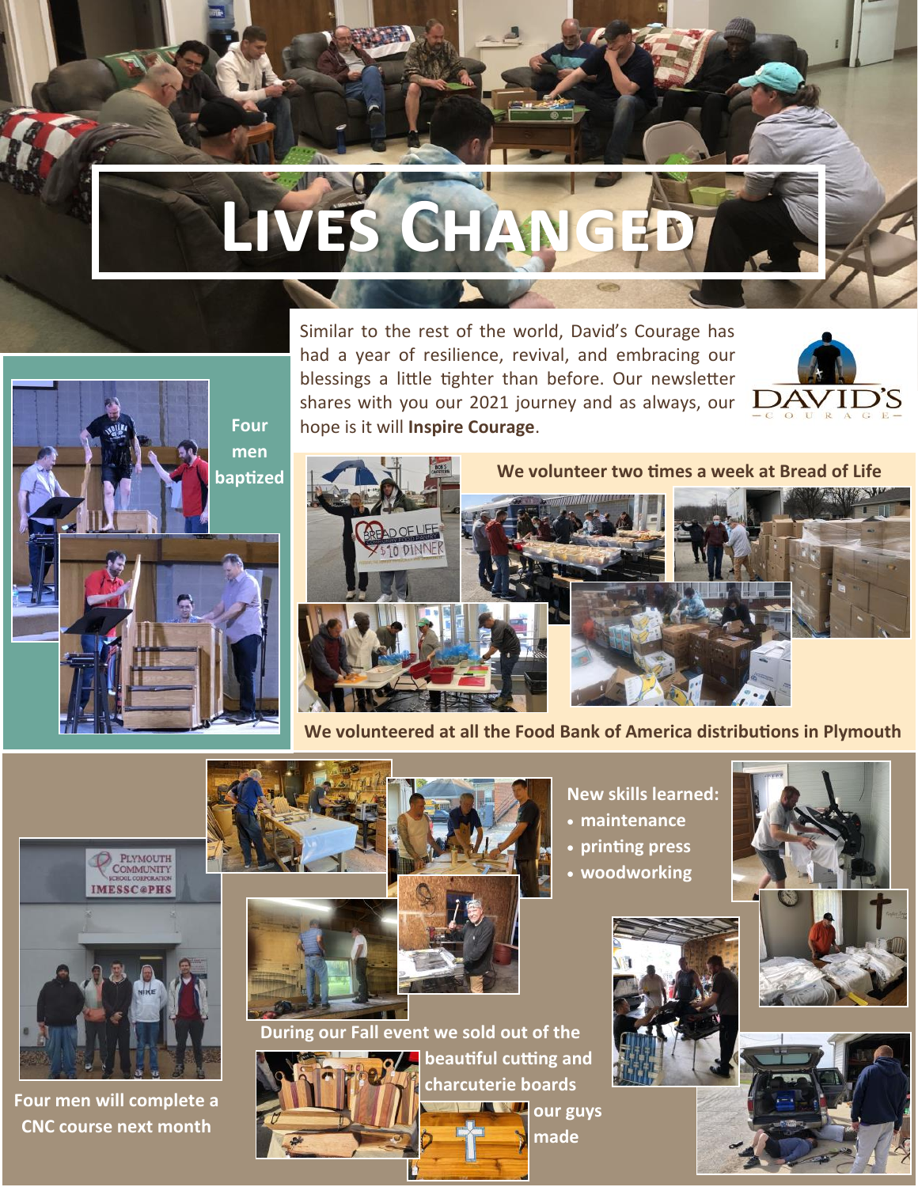# Lives Changed

Similar to the rest of the world, David's Courage has had a year of resilience, revival, and embracing our blessings a little tighter than before. Our newsletter shares with you our 2021 journey and as always, our hope is it will **Inspire Courage**.

DAVID'S COURAGE

**Four men baptized**

**We volunteer two times a week at Bread of Life**

**We volunteered at all the Food Bank of America distributions in Plymouth**

**New skills learned:**

- **maintenance**
- **printing press**
- **woodworking**

**Four men will complete a CNC course next month**

**During our Fall event we sold out of the beautiful cutting and charcuterie boards our guys made**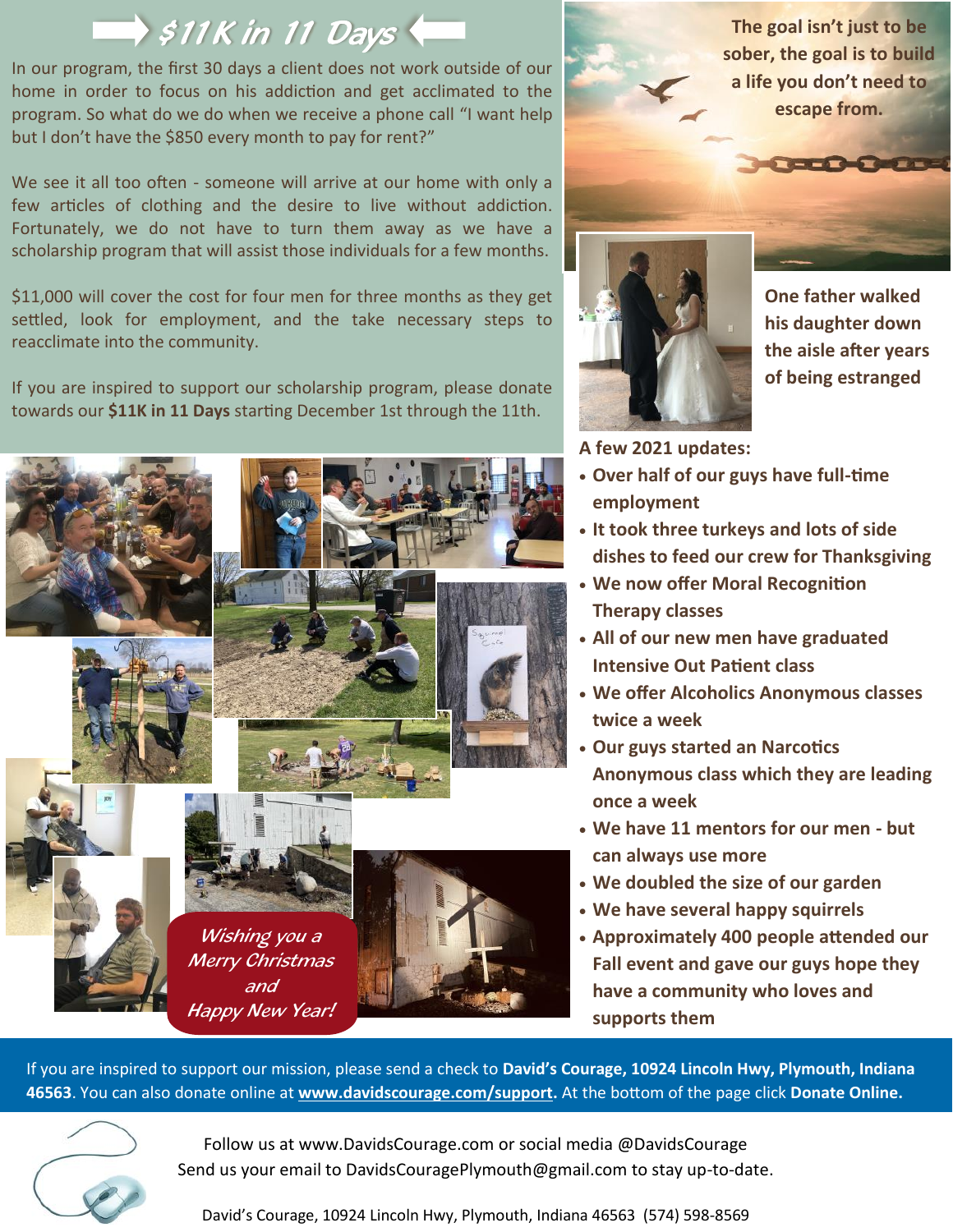# $11K in 11 Days

In our program, the first 30 days a client does not work outside of our home in order to focus on his addiction and get acclimated to the program. So what do we do when we receive a phone call "I want help but I don't have the $850 every month to pay for rent?"

We see it all too often - someone will arrive at our home with only a few articles of clothing and the desire to live without addiction. Fortunately, we do not have to turn them away as we have a scholarship program that will assist those individuals for a few months.

$11,000 will cover the cost for four men for three months as they get settled, look for employment, and the take necessary steps to reacclimate into the community.

If you are inspired to support our scholarship program, please donate towards our **$11K in 11 Days** starting December 1st through the 11th.

The goal isn't just to be sober, the goal is to build a life you don't need to escape from.

One father walked his daughter down the aisle after years of being estranged

**A few 2021 updates:**

- Over half of our guys have full-time employment
- It took three turkeys and lots of side dishes to feed our crew for Thanksgiving
- We now offer Moral Recognition Therapy classes
- All of our new men have graduated Intensive Out Patient class
- We offer Alcoholics Anonymous classes twice a week
- Our guys started an Narcotics Anonymous class which they are leading once a week
- We have 11 mentors for our men - but can always use more
- We doubled the size of our garden
- We have several happy squirrels
- Approximately 400 people attended our Fall event and gave our guys hope they have a community who loves and supports them

*Wishing you a Merry Christmas and Happy New Year!*

If you are inspired to support our mission, please send a check to **David's Courage, 10924 Lincoln Hwy, Plymouth, Indiana 46563**. You can also donate online at **www.davidscourage.com/support.** At the bottom of the page click **Donate Online.**

Follow us at www.DavidsCourage.com or social media @DavidsCourage
Send us your email to DavidsCouragePlymouth@gmail.com to stay up-to-date.

David's Courage, 10924 Lincoln Hwy, Plymouth, Indiana 46563 (574) 598-8569